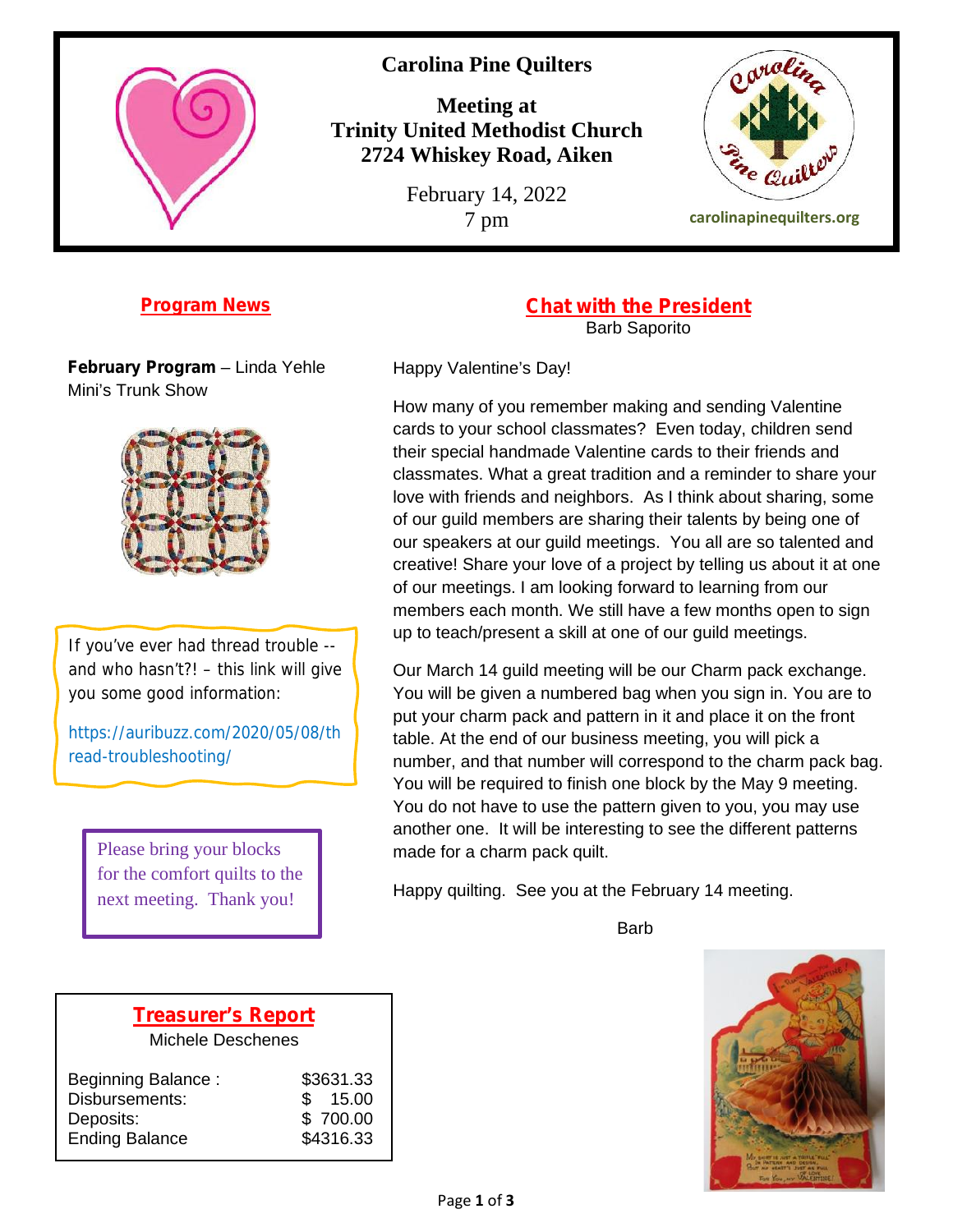# Carolina Pine Quilters

**Meeting at**
**Trinity United Methodist Church**
**2724 Whiskey Road, Aiken**

February 14, 2022
7 pm

carolinapinequilters.org

## Program News

**February Program** – Linda Yehle
Mini's Trunk Show

If you've ever had thread trouble -- and who hasn't?! – this link will give you some good information:

https://auribuzz.com/2020/05/08/thread-troubleshooting/

Please bring your blocks for the comfort quilts to the next meeting. Thank you!

## Chat with the President

Barb Saporito

Happy Valentine's Day!

How many of you remember making and sending Valentine cards to your school classmates? Even today, children send their special handmade Valentine cards to their friends and classmates. What a great tradition and a reminder to share your love with friends and neighbors. As I think about sharing, some of our guild members are sharing their talents by being one of our speakers at our guild meetings. You all are so talented and creative! Share your love of a project by telling us about it at one of our meetings. I am looking forward to learning from our members each month. We still have a few months open to sign up to teach/present a skill at one of our guild meetings.

Our March 14 guild meeting will be our Charm pack exchange. You will be given a numbered bag when you sign in. You are to put your charm pack and pattern in it and place it on the front table. At the end of our business meeting, you will pick a number, and that number will correspond to the charm pack bag. You will be required to finish one block by the May 9 meeting. You do not have to use the pattern given to you, you may use another one. It will be interesting to see the different patterns made for a charm pack quilt.

Happy quilting. See you at the February 14 meeting.

Barb

## Treasurer's Report

Michele Deschenes

| | |
|---|---|
| Beginning Balance : | $3631.33 |
| Disbursements: | $ 15.00 |
| Deposits: | $ 700.00 |
| Ending Balance | $4316.33 |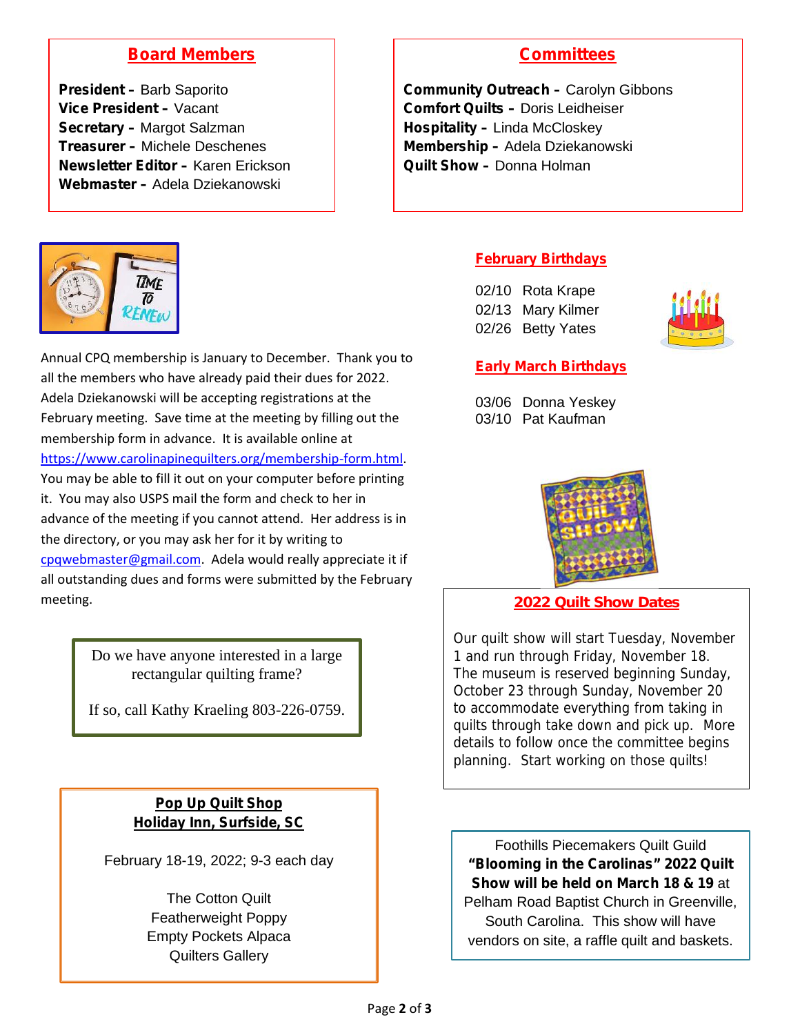## Board Members

**President –** Barb Saporito
**Vice President –** Vacant
**Secretary –** Margot Salzman
**Treasurer –** Michele Deschenes
**Newsletter Editor –** Karen Erickson
**Webmaster –** Adela Dziekanowski

## Committees

**Community Outreach –** Carolyn Gibbons
**Comfort Quilts –** Doris Leidheiser
**Hospitality –** Linda McCloskey
**Membership –** Adela Dziekanowski
**Quilt Show –** Donna Holman

Annual CPQ membership is January to December. Thank you to all the members who have already paid their dues for 2022. Adela Dziekanowski will be accepting registrations at the February meeting. Save time at the meeting by filling out the membership form in advance. It is available online at https://www.carolinapinequilters.org/membership-form.html. You may be able to fill it out on your computer before printing it. You may also USPS mail the form and check to her in advance of the meeting if you cannot attend. Her address is in the directory, or you may ask her for it by writing to cpqwebmaster@gmail.com. Adela would really appreciate it if all outstanding dues and forms were submitted by the February meeting.

Do we have anyone interested in a large rectangular quilting frame?

If so, call Kathy Kraeling 803-226-0759.

**Pop Up Quilt Shop**
**Holiday Inn, Surfside, SC**

February 18-19, 2022; 9-3 each day

The Cotton Quilt
Featherweight Poppy
Empty Pockets Alpaca
Quilters Gallery

## February Birthdays

02/10 Rota Krape
02/13 Mary Kilmer
02/26 Betty Yates

## Early March Birthdays

03/06 Donna Yeskey
03/10 Pat Kaufman

## 2022 Quilt Show Dates

Our quilt show will start Tuesday, November 1 and run through Friday, November 18. The museum is reserved beginning Sunday, October 23 through Sunday, November 20 to accommodate everything from taking in quilts through take down and pick up. More details to follow once the committee begins planning. Start working on those quilts!

Foothills Piecemakers Quilt Guild **"Blooming in the Carolinas" 2022 Quilt Show will be held on March 18 & 19** at Pelham Road Baptist Church in Greenville, South Carolina. This show will have vendors on site, a raffle quilt and baskets.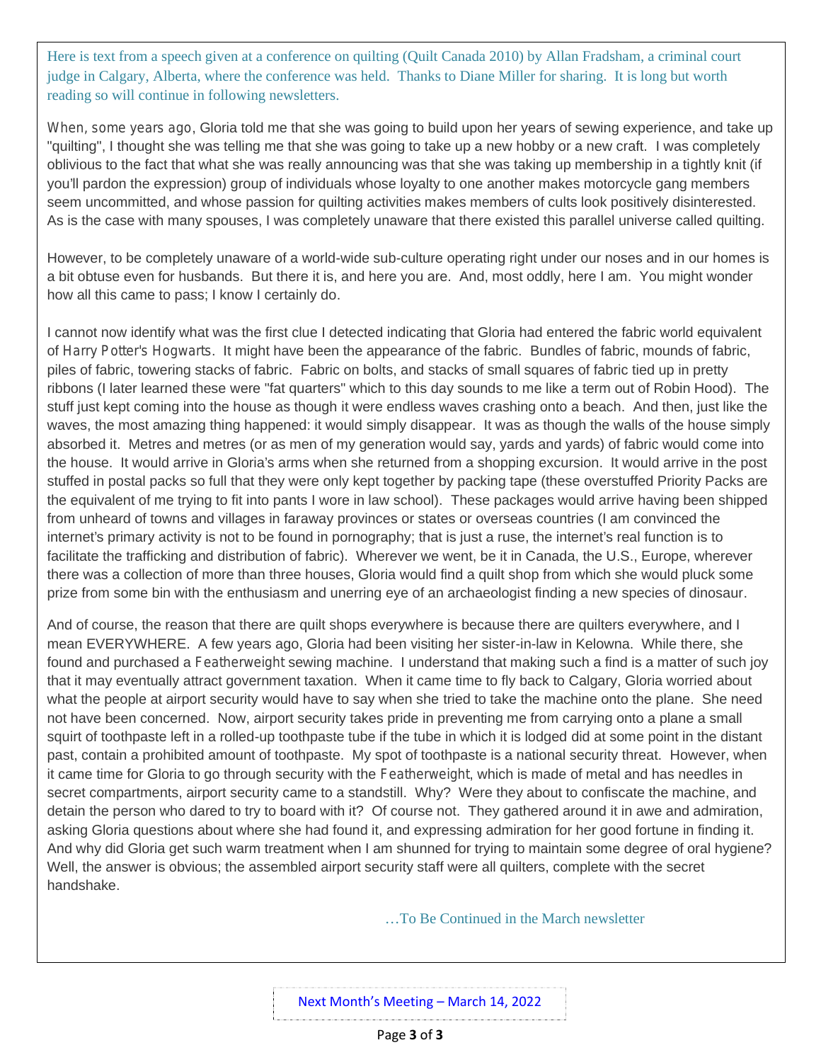Here is text from a speech given at a conference on quilting (Quilt Canada 2010) by Allan Fradsham, a criminal court judge in Calgary, Alberta, where the conference was held. Thanks to Diane Miller for sharing. It is long but worth reading so will continue in following newsletters.

When, some years ago, Gloria told me that she was going to build upon her years of sewing experience, and take up "quilting", I thought she was telling me that she was going to take up a new hobby or a new craft. I was completely oblivious to the fact that what she was really announcing was that she was taking up membership in a tightly knit (if you'll pardon the expression) group of individuals whose loyalty to one another makes motorcycle gang members seem uncommitted, and whose passion for quilting activities makes members of cults look positively disinterested. As is the case with many spouses, I was completely unaware that there existed this parallel universe called quilting.

However, to be completely unaware of a world-wide sub-culture operating right under our noses and in our homes is a bit obtuse even for husbands. But there it is, and here you are. And, most oddly, here I am. You might wonder how all this came to pass; I know I certainly do.

I cannot now identify what was the first clue I detected indicating that Gloria had entered the fabric world equivalent of Harry Potter's Hogwarts. It might have been the appearance of the fabric. Bundles of fabric, mounds of fabric, piles of fabric, towering stacks of fabric. Fabric on bolts, and stacks of small squares of fabric tied up in pretty ribbons (I later learned these were "fat quarters" which to this day sounds to me like a term out of Robin Hood). The stuff just kept coming into the house as though it were endless waves crashing onto a beach. And then, just like the waves, the most amazing thing happened: it would simply disappear. It was as though the walls of the house simply absorbed it. Metres and metres (or as men of my generation would say, yards and yards) of fabric would come into the house. It would arrive in Gloria's arms when she returned from a shopping excursion. It would arrive in the post stuffed in postal packs so full that they were only kept together by packing tape (these overstuffed Priority Packs are the equivalent of me trying to fit into pants I wore in law school). These packages would arrive having been shipped from unheard of towns and villages in faraway provinces or states or overseas countries (I am convinced the internet's primary activity is not to be found in pornography; that is just a ruse, the internet's real function is to facilitate the trafficking and distribution of fabric). Wherever we went, be it in Canada, the U.S., Europe, wherever there was a collection of more than three houses, Gloria would find a quilt shop from which she would pluck some prize from some bin with the enthusiasm and unerring eye of an archaeologist finding a new species of dinosaur.

And of course, the reason that there are quilt shops everywhere is because there are quilters everywhere, and I mean EVERYWHERE. A few years ago, Gloria had been visiting her sister-in-law in Kelowna. While there, she found and purchased a Featherweight sewing machine. I understand that making such a find is a matter of such joy that it may eventually attract government taxation. When it came time to fly back to Calgary, Gloria worried about what the people at airport security would have to say when she tried to take the machine onto the plane. She need not have been concerned. Now, airport security takes pride in preventing me from carrying onto a plane a small squirt of toothpaste left in a rolled-up toothpaste tube if the tube in which it is lodged did at some point in the distant past, contain a prohibited amount of toothpaste. My spot of toothpaste is a national security threat. However, when it came time for Gloria to go through security with the Featherweight, which is made of metal and has needles in secret compartments, airport security came to a standstill. Why? Were they about to confiscate the machine, and detain the person who dared to try to board with it? Of course not. They gathered around it in awe and admiration, asking Gloria questions about where she had found it, and expressing admiration for her good fortune in finding it. And why did Gloria get such warm treatment when I am shunned for trying to maintain some degree of oral hygiene? Well, the answer is obvious; the assembled airport security staff were all quilters, complete with the secret handshake.

…To Be Continued in the March newsletter

Next Month's Meeting – March 14, 2022